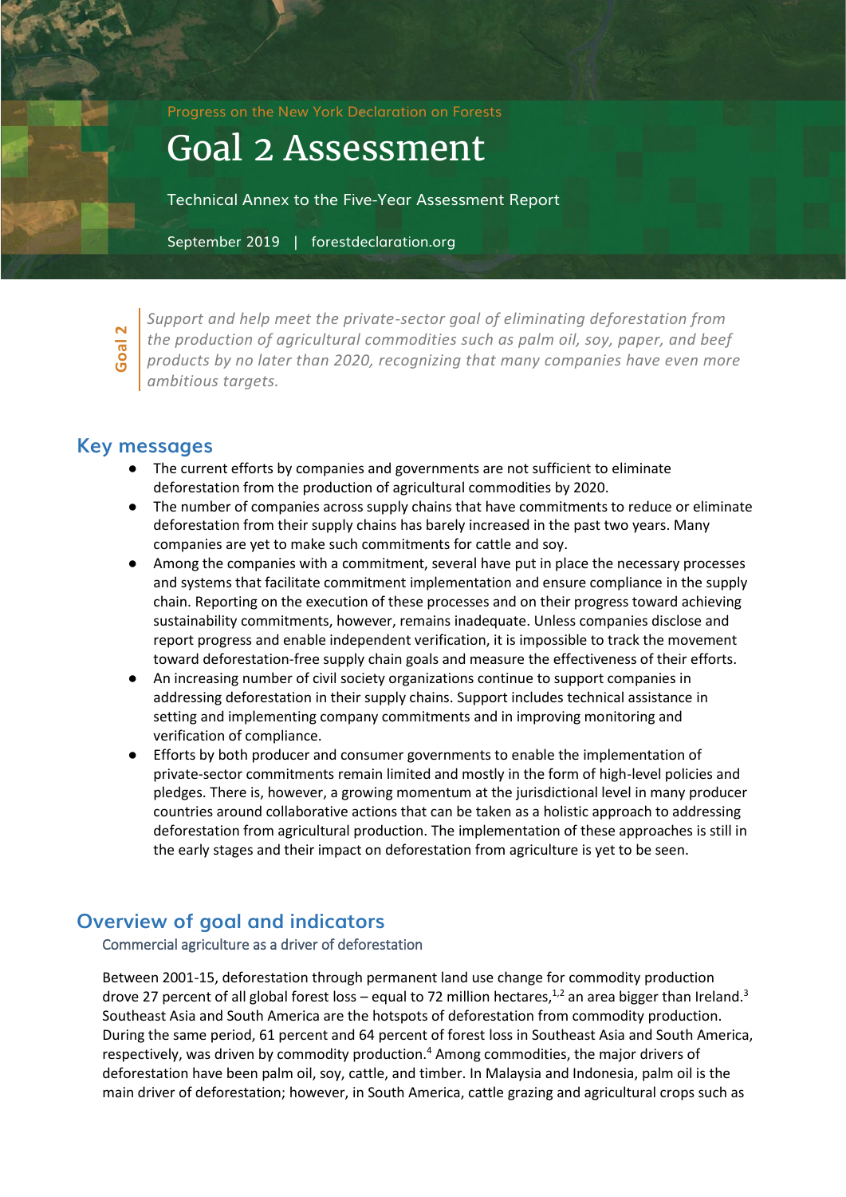Progress on the New York Declaration on Forests

# Goal 2 Assessment

Technical Annex to the Five-Year Assessment Report

September 2019 | forestdeclaration.org

**Goal 2**

*Support and help meet the private-sector goal of eliminating deforestation from the production of agricultural commodities such as palm oil, soy, paper, and beef products by no later than 2020, recognizing that many companies have even more ambitious targets.*

## Key messages

- The current efforts by companies and governments are not sufficient to eliminate deforestation from the production of agricultural commodities by 2020.
- The number of companies across supply chains that have commitments to reduce or eliminate deforestation from their supply chains has barely increased in the past two years. Many companies are yet to make such commitments for cattle and soy.
- Among the companies with a commitment, several have put in place the necessary processes and systems that facilitate commitment implementation and ensure compliance in the supply chain. Reporting on the execution of these processes and on their progress toward achieving sustainability commitments, however, remains inadequate. Unless companies disclose and report progress and enable independent verification, it is impossible to track the movement toward deforestation-free supply chain goals and measure the effectiveness of their efforts.
- An increasing number of civil society organizations continue to support companies in addressing deforestation in their supply chains. Support includes technical assistance in setting and implementing company commitments and in improving monitoring and verification of compliance.
- Efforts by both producer and consumer governments to enable the implementation of private-sector commitments remain limited and mostly in the form of high-level policies and pledges. There is, however, a growing momentum at the jurisdictional level in many producer countries around collaborative actions that can be taken as a holistic approach to addressing deforestation from agricultural production. The implementation of these approaches is still in the early stages and their impact on deforestation from agriculture is yet to be seen.

## Overview of goal and indicators

### Commercial agriculture as a driver of deforestation

Between 2001-15, deforestation through permanent land use change for commodity production drove 27 percent of all global forest loss – equal to 72 million hectares,[1,2] an area bigger than Ireland.[3] Southeast Asia and South America are the hotspots of deforestation from commodity production. During the same period, 61 percent and 64 percent of forest loss in Southeast Asia and South America, respectively, was driven by commodity production.[4] Among commodities, the major drivers of deforestation have been palm oil, soy, cattle, and timber. In Malaysia and Indonesia, palm oil is the main driver of deforestation; however, in South America, cattle grazing and agricultural crops such as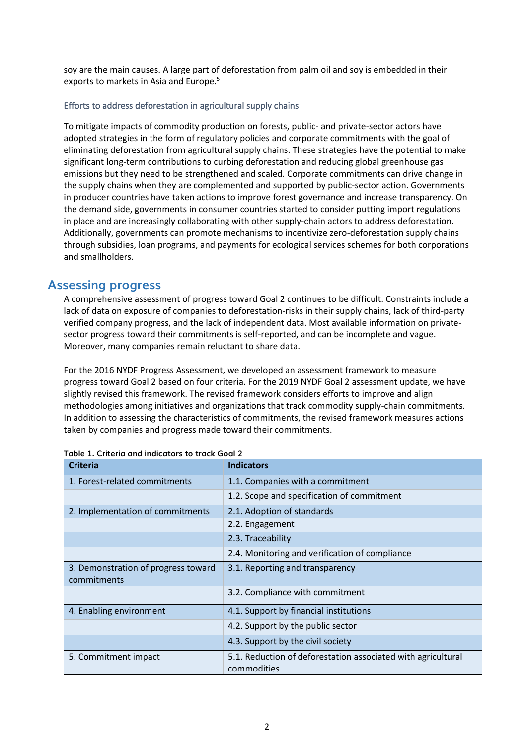soy are the main causes. A large part of deforestation from palm oil and soy is embedded in their exports to markets in Asia and Europe.[5]

### Efforts to address deforestation in agricultural supply chains

To mitigate impacts of commodity production on forests, public- and private-sector actors have adopted strategies in the form of regulatory policies and corporate commitments with the goal of eliminating deforestation from agricultural supply chains. These strategies have the potential to make significant long-term contributions to curbing deforestation and reducing global greenhouse gas emissions but they need to be strengthened and scaled. Corporate commitments can drive change in the supply chains when they are complemented and supported by public-sector action. Governments in producer countries have taken actions to improve forest governance and increase transparency. On the demand side, governments in consumer countries started to consider putting import regulations in place and are increasingly collaborating with other supply-chain actors to address deforestation. Additionally, governments can promote mechanisms to incentivize zero-deforestation supply chains through subsidies, loan programs, and payments for ecological services schemes for both corporations and smallholders.

## Assessing progress

A comprehensive assessment of progress toward Goal 2 continues to be difficult. Constraints include a lack of data on exposure of companies to deforestation-risks in their supply chains, lack of third-party verified company progress, and the lack of independent data. Most available information on private-sector progress toward their commitments is self-reported, and can be incomplete and vague. Moreover, many companies remain reluctant to share data.

For the 2016 NYDF Progress Assessment, we developed an assessment framework to measure progress toward Goal 2 based on four criteria. For the 2019 NYDF Goal 2 assessment update, we have slightly revised this framework. The revised framework considers efforts to improve and align methodologies among initiatives and organizations that track commodity supply-chain commitments. In addition to assessing the characteristics of commitments, the revised framework measures actions taken by companies and progress made toward their commitments.

**Table 1. Criteria and indicators to track Goal 2**

| Criteria | Indicators |
|---|---|
| 1. Forest-related commitments | 1.1. Companies with a commitment |
| | 1.2. Scope and specification of commitment |
| 2. Implementation of commitments | 2.1. Adoption of standards |
| | 2.2. Engagement |
| | 2.3. Traceability |
| | 2.4. Monitoring and verification of compliance |
| 3. Demonstration of progress toward commitments | 3.1. Reporting and transparency |
| | 3.2. Compliance with commitment |
| 4. Enabling environment | 4.1. Support by financial institutions |
| | 4.2. Support by the public sector |
| | 4.3. Support by the civil society |
| 5. Commitment impact | 5.1. Reduction of deforestation associated with agricultural commodities |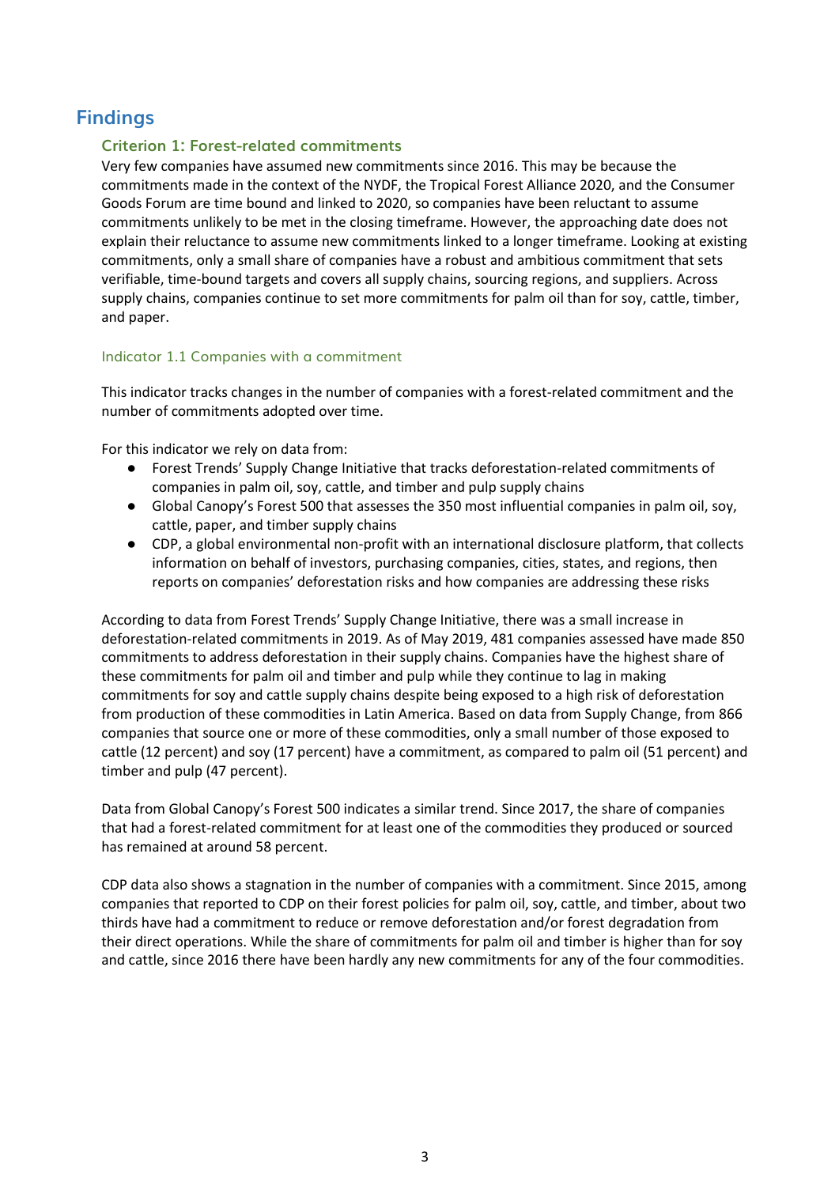## Findings

### Criterion 1: Forest-related commitments

Very few companies have assumed new commitments since 2016. This may be because the commitments made in the context of the NYDF, the Tropical Forest Alliance 2020, and the Consumer Goods Forum are time bound and linked to 2020, so companies have been reluctant to assume commitments unlikely to be met in the closing timeframe. However, the approaching date does not explain their reluctance to assume new commitments linked to a longer timeframe. Looking at existing commitments, only a small share of companies have a robust and ambitious commitment that sets verifiable, time-bound targets and covers all supply chains, sourcing regions, and suppliers. Across supply chains, companies continue to set more commitments for palm oil than for soy, cattle, timber, and paper.

#### Indicator 1.1 Companies with a commitment

This indicator tracks changes in the number of companies with a forest-related commitment and the number of commitments adopted over time.

For this indicator we rely on data from:

- Forest Trends' Supply Change Initiative that tracks deforestation-related commitments of companies in palm oil, soy, cattle, and timber and pulp supply chains
- Global Canopy's Forest 500 that assesses the 350 most influential companies in palm oil, soy, cattle, paper, and timber supply chains
- CDP, a global environmental non-profit with an international disclosure platform, that collects information on behalf of investors, purchasing companies, cities, states, and regions, then reports on companies' deforestation risks and how companies are addressing these risks

According to data from Forest Trends' Supply Change Initiative, there was a small increase in deforestation-related commitments in 2019. As of May 2019, 481 companies assessed have made 850 commitments to address deforestation in their supply chains. Companies have the highest share of these commitments for palm oil and timber and pulp while they continue to lag in making commitments for soy and cattle supply chains despite being exposed to a high risk of deforestation from production of these commodities in Latin America. Based on data from Supply Change, from 866 companies that source one or more of these commodities, only a small number of those exposed to cattle (12 percent) and soy (17 percent) have a commitment, as compared to palm oil (51 percent) and timber and pulp (47 percent).

Data from Global Canopy's Forest 500 indicates a similar trend. Since 2017, the share of companies that had a forest-related commitment for at least one of the commodities they produced or sourced has remained at around 58 percent.

CDP data also shows a stagnation in the number of companies with a commitment. Since 2015, among companies that reported to CDP on their forest policies for palm oil, soy, cattle, and timber, about two thirds have had a commitment to reduce or remove deforestation and/or forest degradation from their direct operations. While the share of commitments for palm oil and timber is higher than for soy and cattle, since 2016 there have been hardly any new commitments for any of the four commodities.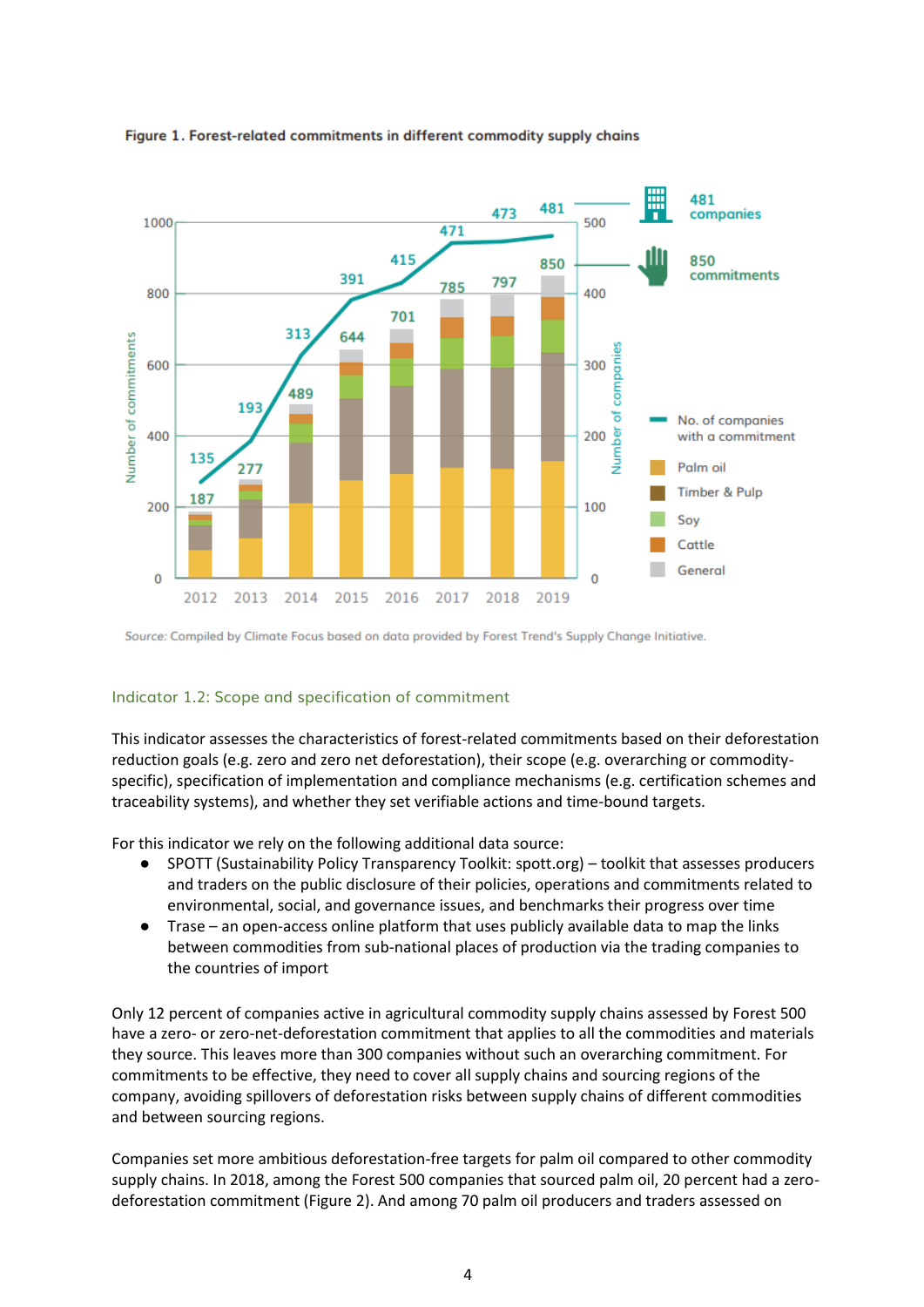**Figure 1. Forest-related commitments in different commodity supply chains**

Source: Compiled by Climate Focus based on data provided by Forest Trend's Supply Change Initiative.

### Indicator 1.2: Scope and specification of commitment

This indicator assesses the characteristics of forest-related commitments based on their deforestation reduction goals (e.g. zero and zero net deforestation), their scope (e.g. overarching or commodity-specific), specification of implementation and compliance mechanisms (e.g. certification schemes and traceability systems), and whether they set verifiable actions and time-bound targets.

For this indicator we rely on the following additional data source:

- SPOTT (Sustainability Policy Transparency Toolkit: spott.org) – toolkit that assesses producers and traders on the public disclosure of their policies, operations and commitments related to environmental, social, and governance issues, and benchmarks their progress over time
- Trase – an open-access online platform that uses publicly available data to map the links between commodities from sub-national places of production via the trading companies to the countries of import

Only 12 percent of companies active in agricultural commodity supply chains assessed by Forest 500 have a zero- or zero-net-deforestation commitment that applies to all the commodities and materials they source. This leaves more than 300 companies without such an overarching commitment. For commitments to be effective, they need to cover all supply chains and sourcing regions of the company, avoiding spillovers of deforestation risks between supply chains of different commodities and between sourcing regions.

Companies set more ambitious deforestation-free targets for palm oil compared to other commodity supply chains. In 2018, among the Forest 500 companies that sourced palm oil, 20 percent had a zero-deforestation commitment (Figure 2). And among 70 palm oil producers and traders assessed on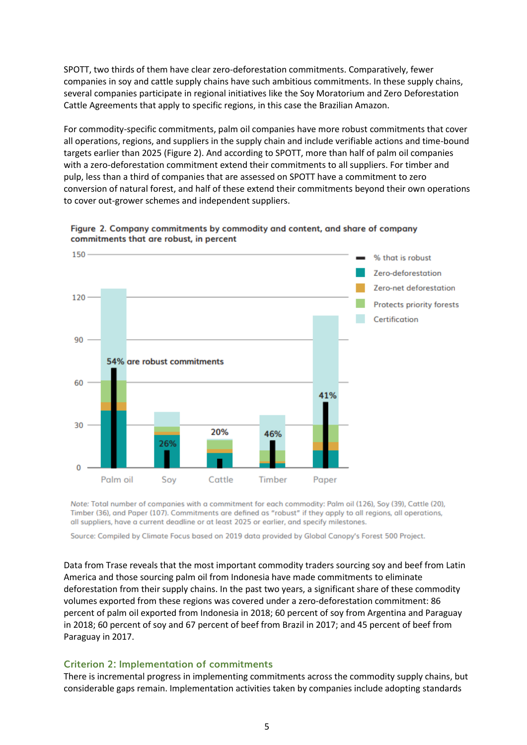SPOTT, two thirds of them have clear zero-deforestation commitments. Comparatively, fewer companies in soy and cattle supply chains have such ambitious commitments. In these supply chains, several companies participate in regional initiatives like the Soy Moratorium and Zero Deforestation Cattle Agreements that apply to specific regions, in this case the Brazilian Amazon.

For commodity-specific commitments, palm oil companies have more robust commitments that cover all operations, regions, and suppliers in the supply chain and include verifiable actions and time-bound targets earlier than 2025 (Figure 2). And according to SPOTT, more than half of palm oil companies with a zero-deforestation commitment extend their commitments to all suppliers. For timber and pulp, less than a third of companies that are assessed on SPOTT have a commitment to zero conversion of natural forest, and half of these extend their commitments beyond their own operations to cover out-grower schemes and independent suppliers.

**Figure 2. Company commitments by commodity and content, and share of company commitments that are robust, in percent**

Note: Total number of companies with a commitment for each commodity: Palm oil (126), Soy (39), Cattle (20), Timber (36), and Paper (107). Commitments are defined as "robust" if they apply to all regions, all operations, all suppliers, have a current deadline or at least 2025 or earlier, and specify milestones.

Source: Compiled by Climate Focus based on 2019 data provided by Global Canopy's Forest 500 Project.

Data from Trase reveals that the most important commodity traders sourcing soy and beef from Latin America and those sourcing palm oil from Indonesia have made commitments to eliminate deforestation from their supply chains. In the past two years, a significant share of these commodity volumes exported from these regions was covered under a zero-deforestation commitment: 86 percent of palm oil exported from Indonesia in 2018; 60 percent of soy from Argentina and Paraguay in 2018; 60 percent of soy and 67 percent of beef from Brazil in 2017; and 45 percent of beef from Paraguay in 2017.

### Criterion 2: Implementation of commitments

There is incremental progress in implementing commitments across the commodity supply chains, but considerable gaps remain. Implementation activities taken by companies include adopting standards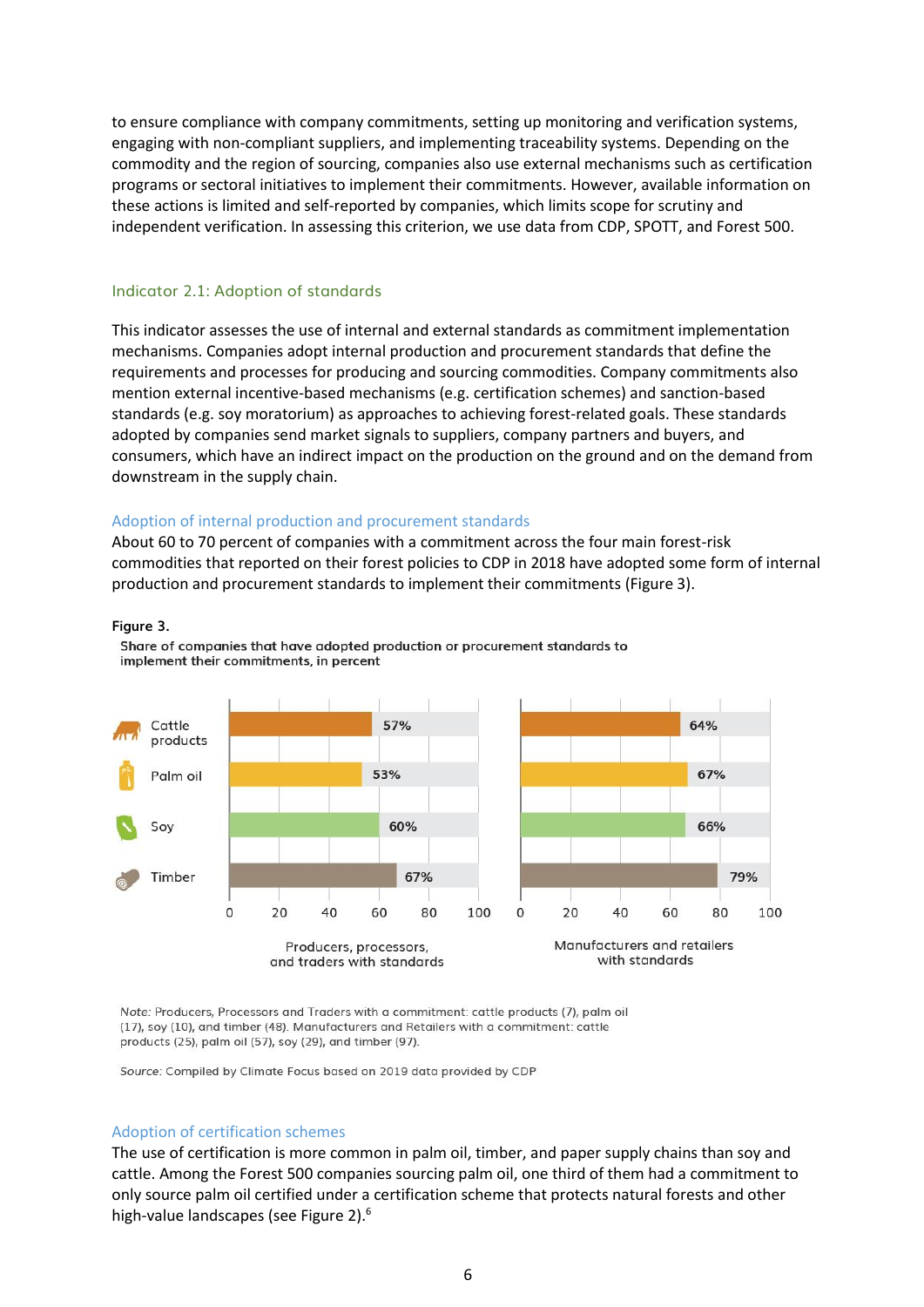to ensure compliance with company commitments, setting up monitoring and verification systems, engaging with non-compliant suppliers, and implementing traceability systems. Depending on the commodity and the region of sourcing, companies also use external mechanisms such as certification programs or sectoral initiatives to implement their commitments. However, available information on these actions is limited and self-reported by companies, which limits scope for scrutiny and independent verification. In assessing this criterion, we use data from CDP, SPOTT, and Forest 500.

### Indicator 2.1: Adoption of standards

This indicator assesses the use of internal and external standards as commitment implementation mechanisms. Companies adopt internal production and procurement standards that define the requirements and processes for producing and sourcing commodities. Company commitments also mention external incentive-based mechanisms (e.g. certification schemes) and sanction-based standards (e.g. soy moratorium) as approaches to achieving forest-related goals. These standards adopted by companies send market signals to suppliers, company partners and buyers, and consumers, which have an indirect impact on the production on the ground and on the demand from downstream in the supply chain.

#### Adoption of internal production and procurement standards

About 60 to 70 percent of companies with a commitment across the four main forest-risk commodities that reported on their forest policies to CDP in 2018 have adopted some form of internal production and procurement standards to implement their commitments (Figure 3).

**Figure 3.**

Share of companies that have adopted production or procurement standards to implement their commitments, in percent

| Commodity | Producers, processors, and traders with standards | Manufacturers and retailers with standards |
|---|---|---|
| Cattle products | 57% | 64% |
| Palm oil | 53% | 67% |
| Soy | 60% | 66% |
| Timber | 67% | 79% |

Note: Producers, Processors and Traders with a commitment: cattle products (7), palm oil (17), soy (10), and timber (48). Manufacturers and Retailers with a commitment: cattle products (25), palm oil (57), soy (29), and timber (97).

*Source:* Compiled by Climate Focus based on 2019 data provided by CDP

#### Adoption of certification schemes

The use of certification is more common in palm oil, timber, and paper supply chains than soy and cattle. Among the Forest 500 companies sourcing palm oil, one third of them had a commitment to only source palm oil certified under a certification scheme that protects natural forests and other high-value landscapes (see Figure 2).[6]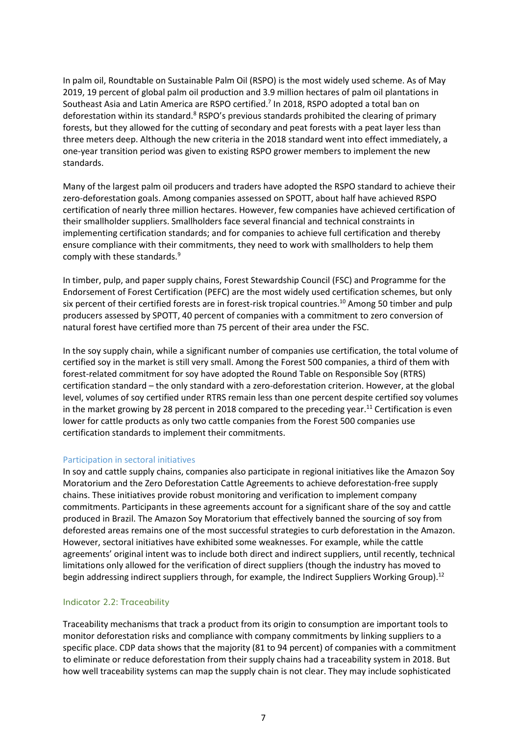In palm oil, Roundtable on Sustainable Palm Oil (RSPO) is the most widely used scheme. As of May 2019, 19 percent of global palm oil production and 3.9 million hectares of palm oil plantations in Southeast Asia and Latin America are RSPO certified.[7] In 2018, RSPO adopted a total ban on deforestation within its standard.[8] RSPO's previous standards prohibited the clearing of primary forests, but they allowed for the cutting of secondary and peat forests with a peat layer less than three meters deep. Although the new criteria in the 2018 standard went into effect immediately, a one-year transition period was given to existing RSPO grower members to implement the new standards.

Many of the largest palm oil producers and traders have adopted the RSPO standard to achieve their zero-deforestation goals. Among companies assessed on SPOTT, about half have achieved RSPO certification of nearly three million hectares. However, few companies have achieved certification of their smallholder suppliers. Smallholders face several financial and technical constraints in implementing certification standards; and for companies to achieve full certification and thereby ensure compliance with their commitments, they need to work with smallholders to help them comply with these standards.[9]

In timber, pulp, and paper supply chains, Forest Stewardship Council (FSC) and Programme for the Endorsement of Forest Certification (PEFC) are the most widely used certification schemes, but only six percent of their certified forests are in forest-risk tropical countries.[10] Among 50 timber and pulp producers assessed by SPOTT, 40 percent of companies with a commitment to zero conversion of natural forest have certified more than 75 percent of their area under the FSC.

In the soy supply chain, while a significant number of companies use certification, the total volume of certified soy in the market is still very small. Among the Forest 500 companies, a third of them with forest-related commitment for soy have adopted the Round Table on Responsible Soy (RTRS) certification standard – the only standard with a zero-deforestation criterion. However, at the global level, volumes of soy certified under RTRS remain less than one percent despite certified soy volumes in the market growing by 28 percent in 2018 compared to the preceding year.[11] Certification is even lower for cattle products as only two cattle companies from the Forest 500 companies use certification standards to implement their commitments.

### Participation in sectoral initiatives

In soy and cattle supply chains, companies also participate in regional initiatives like the Amazon Soy Moratorium and the Zero Deforestation Cattle Agreements to achieve deforestation-free supply chains. These initiatives provide robust monitoring and verification to implement company commitments. Participants in these agreements account for a significant share of the soy and cattle produced in Brazil. The Amazon Soy Moratorium that effectively banned the sourcing of soy from deforested areas remains one of the most successful strategies to curb deforestation in the Amazon. However, sectoral initiatives have exhibited some weaknesses. For example, while the cattle agreements' original intent was to include both direct and indirect suppliers, until recently, technical limitations only allowed for the verification of direct suppliers (though the industry has moved to begin addressing indirect suppliers through, for example, the Indirect Suppliers Working Group).[12]

## Indicator 2.2: Traceability

Traceability mechanisms that track a product from its origin to consumption are important tools to monitor deforestation risks and compliance with company commitments by linking suppliers to a specific place. CDP data shows that the majority (81 to 94 percent) of companies with a commitment to eliminate or reduce deforestation from their supply chains had a traceability system in 2018. But how well traceability systems can map the supply chain is not clear. They may include sophisticated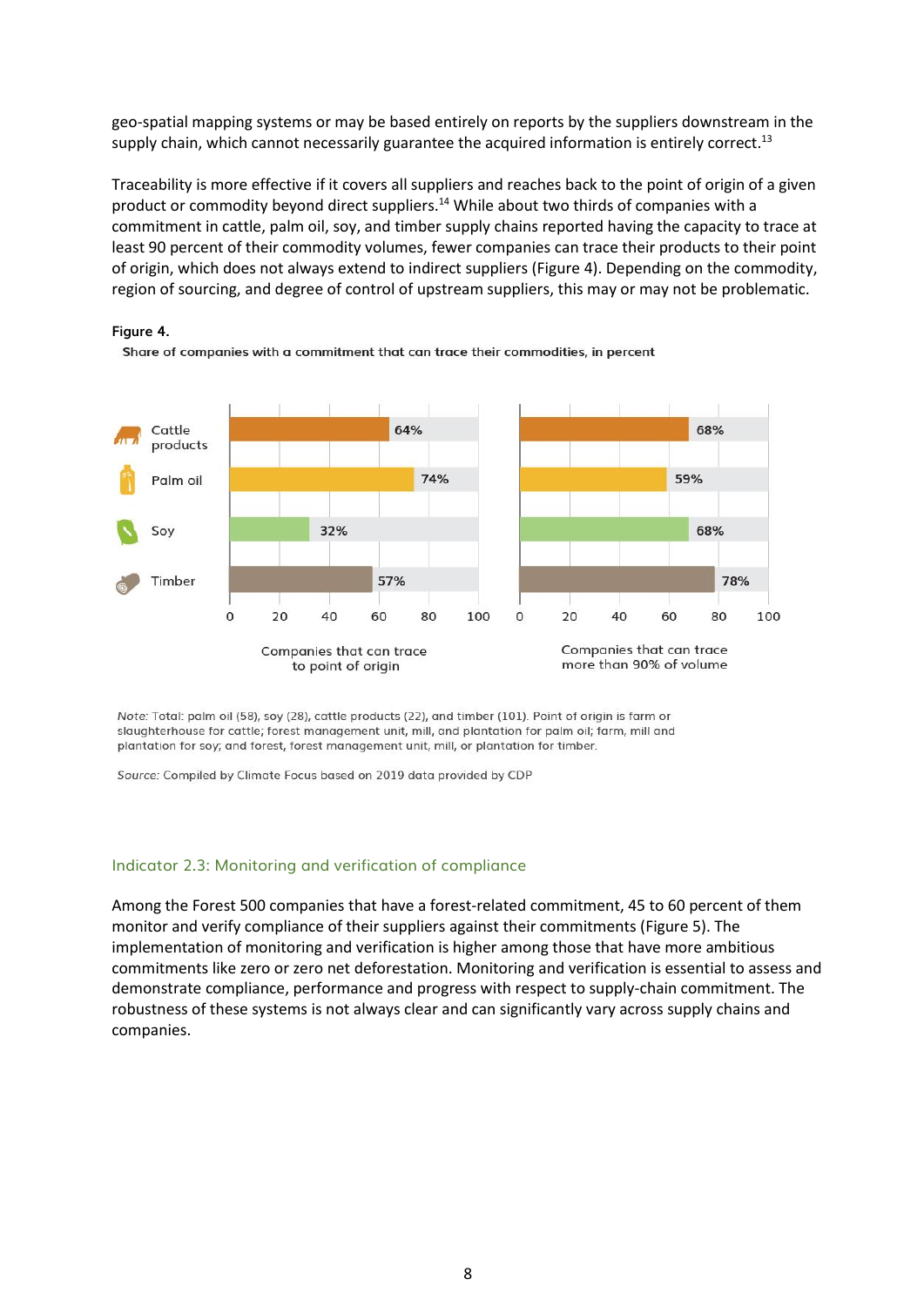geo-spatial mapping systems or may be based entirely on reports by the suppliers downstream in the supply chain, which cannot necessarily guarantee the acquired information is entirely correct.[13]

Traceability is more effective if it covers all suppliers and reaches back to the point of origin of a given product or commodity beyond direct suppliers.[14] While about two thirds of companies with a commitment in cattle, palm oil, soy, and timber supply chains reported having the capacity to trace at least 90 percent of their commodity volumes, fewer companies can trace their products to their point of origin, which does not always extend to indirect suppliers (Figure 4). Depending on the commodity, region of sourcing, and degree of control of upstream suppliers, this may or may not be problematic.

**Figure 4.**

**Share of companies with a commitment that can trace their commodities, in percent**

| Commodity | Companies that can trace to point of origin | Companies that can trace more than 90% of volume |
|---|---|---|
| Cattle products | 64% | 68% |
| Palm oil | 74% | 59% |
| Soy | 32% | 68% |
| Timber | 57% | 78% |

*Note:* Total: palm oil (58), soy (28), cattle products (22), and timber (101). Point of origin is farm or slaughterhouse for cattle; forest management unit, mill, and plantation for palm oil; farm, mill and plantation for soy; and forest, forest management unit, mill, or plantation for timber.

*Source:* Compiled by Climate Focus based on 2019 data provided by CDP

### Indicator 2.3: Monitoring and verification of compliance

Among the Forest 500 companies that have a forest-related commitment, 45 to 60 percent of them monitor and verify compliance of their suppliers against their commitments (Figure 5). The implementation of monitoring and verification is higher among those that have more ambitious commitments like zero or zero net deforestation. Monitoring and verification is essential to assess and demonstrate compliance, performance and progress with respect to supply-chain commitment. The robustness of these systems is not always clear and can significantly vary across supply chains and companies.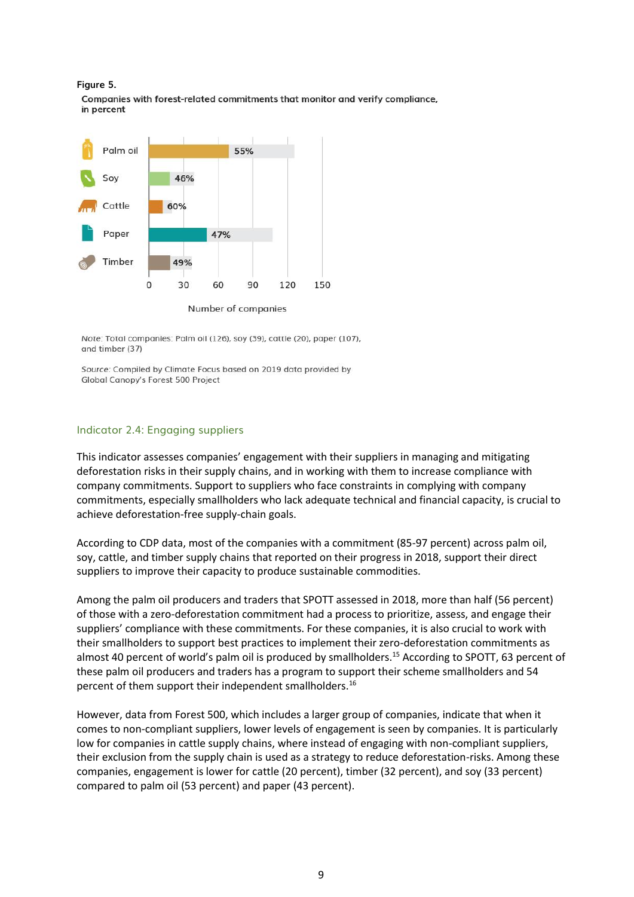Figure 5.

Companies with forest-related commitments that monitor and verify compliance, in percent

| Commodity | Percent |
|---|---|
| Palm oil | 55% |
| Soy | 46% |
| Cattle | 60% |
| Paper | 47% |
| Timber | 49% |

Number of companies

*Note:* Total companies: Palm oil (126), soy (39), cattle (20), paper (107), and timber (37)

*Source:* Compiled by Climate Focus based on 2019 data provided by Global Canopy's Forest 500 Project

### Indicator 2.4: Engaging suppliers

This indicator assesses companies' engagement with their suppliers in managing and mitigating deforestation risks in their supply chains, and in working with them to increase compliance with company commitments. Support to suppliers who face constraints in complying with company commitments, especially smallholders who lack adequate technical and financial capacity, is crucial to achieve deforestation-free supply-chain goals.

According to CDP data, most of the companies with a commitment (85-97 percent) across palm oil, soy, cattle, and timber supply chains that reported on their progress in 2018, support their direct suppliers to improve their capacity to produce sustainable commodities.

Among the palm oil producers and traders that SPOTT assessed in 2018, more than half (56 percent) of those with a zero-deforestation commitment had a process to prioritize, assess, and engage their suppliers' compliance with these commitments. For these companies, it is also crucial to work with their smallholders to support best practices to implement their zero-deforestation commitments as almost 40 percent of world's palm oil is produced by smallholders.[15] According to SPOTT, 63 percent of these palm oil producers and traders has a program to support their scheme smallholders and 54 percent of them support their independent smallholders.[16]

However, data from Forest 500, which includes a larger group of companies, indicate that when it comes to non-compliant suppliers, lower levels of engagement is seen by companies. It is particularly low for companies in cattle supply chains, where instead of engaging with non-compliant suppliers, their exclusion from the supply chain is used as a strategy to reduce deforestation-risks. Among these companies, engagement is lower for cattle (20 percent), timber (32 percent), and soy (33 percent) compared to palm oil (53 percent) and paper (43 percent).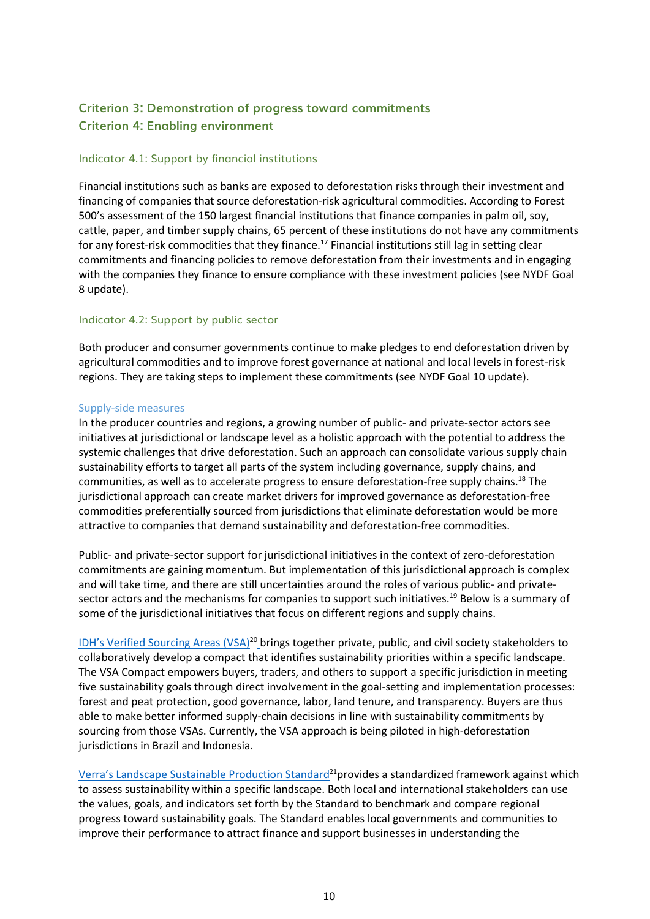## Criterion 3: Demonstration of progress toward commitments

## Criterion 4: Enabling environment

### Indicator 4.1: Support by financial institutions

Financial institutions such as banks are exposed to deforestation risks through their investment and financing of companies that source deforestation-risk agricultural commodities. According to Forest 500's assessment of the 150 largest financial institutions that finance companies in palm oil, soy, cattle, paper, and timber supply chains, 65 percent of these institutions do not have any commitments for any forest-risk commodities that they finance.[17] Financial institutions still lag in setting clear commitments and financing policies to remove deforestation from their investments and in engaging with the companies they finance to ensure compliance with these investment policies (see NYDF Goal 8 update).

### Indicator 4.2: Support by public sector

Both producer and consumer governments continue to make pledges to end deforestation driven by agricultural commodities and to improve forest governance at national and local levels in forest-risk regions. They are taking steps to implement these commitments (see NYDF Goal 10 update).

#### Supply-side measures

In the producer countries and regions, a growing number of public- and private-sector actors see initiatives at jurisdictional or landscape level as a holistic approach with the potential to address the systemic challenges that drive deforestation. Such an approach can consolidate various supply chain sustainability efforts to target all parts of the system including governance, supply chains, and communities, as well as to accelerate progress to ensure deforestation-free supply chains.[18] The jurisdictional approach can create market drivers for improved governance as deforestation-free commodities preferentially sourced from jurisdictions that eliminate deforestation would be more attractive to companies that demand sustainability and deforestation-free commodities.

Public- and private-sector support for jurisdictional initiatives in the context of zero-deforestation commitments are gaining momentum. But implementation of this jurisdictional approach is complex and will take time, and there are still uncertainties around the roles of various public- and private-sector actors and the mechanisms for companies to support such initiatives.[19] Below is a summary of some of the jurisdictional initiatives that focus on different regions and supply chains.

IDH's Verified Sourcing Areas (VSA)[20] brings together private, public, and civil society stakeholders to collaboratively develop a compact that identifies sustainability priorities within a specific landscape. The VSA Compact empowers buyers, traders, and others to support a specific jurisdiction in meeting five sustainability goals through direct involvement in the goal-setting and implementation processes: forest and peat protection, good governance, labor, land tenure, and transparency. Buyers are thus able to make better informed supply-chain decisions in line with sustainability commitments by sourcing from those VSAs. Currently, the VSA approach is being piloted in high-deforestation jurisdictions in Brazil and Indonesia.

Verra's Landscape Sustainable Production Standard[21] provides a standardized framework against which to assess sustainability within a specific landscape. Both local and international stakeholders can use the values, goals, and indicators set forth by the Standard to benchmark and compare regional progress toward sustainability goals. The Standard enables local governments and communities to improve their performance to attract finance and support businesses in understanding the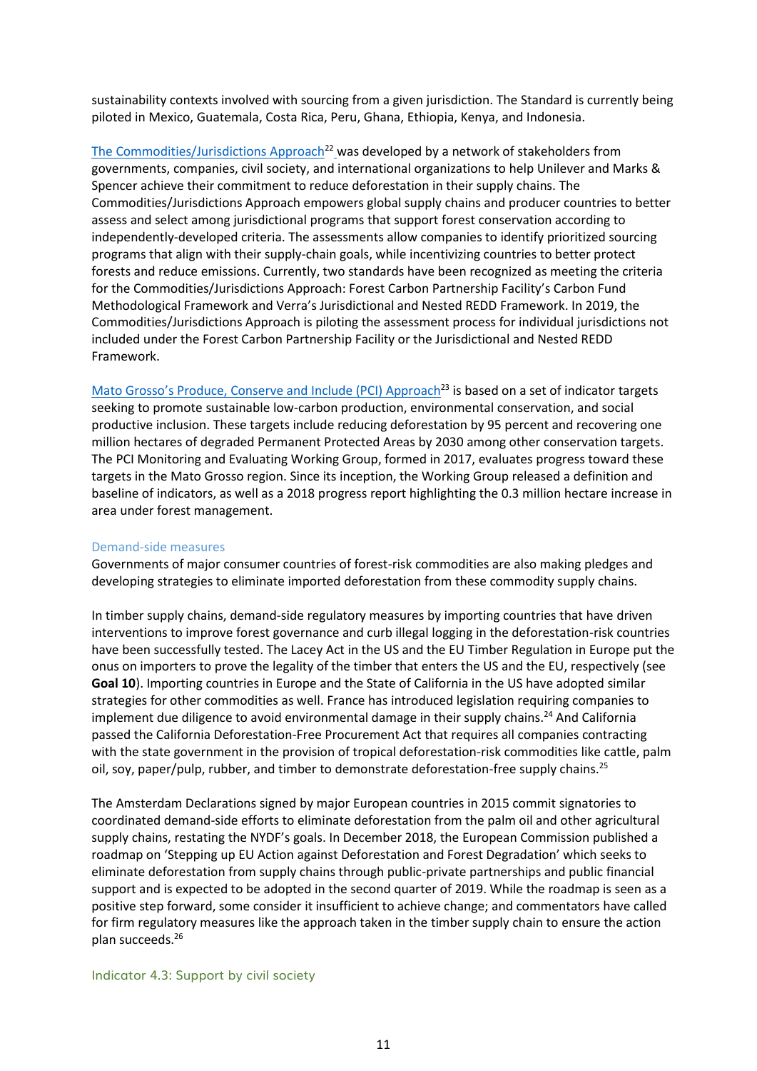sustainability contexts involved with sourcing from a given jurisdiction. The Standard is currently being piloted in Mexico, Guatemala, Costa Rica, Peru, Ghana, Ethiopia, Kenya, and Indonesia.

The Commodities/Jurisdictions Approach[22] was developed by a network of stakeholders from governments, companies, civil society, and international organizations to help Unilever and Marks & Spencer achieve their commitment to reduce deforestation in their supply chains. The Commodities/Jurisdictions Approach empowers global supply chains and producer countries to better assess and select among jurisdictional programs that support forest conservation according to independently-developed criteria. The assessments allow companies to identify prioritized sourcing programs that align with their supply-chain goals, while incentivizing countries to better protect forests and reduce emissions. Currently, two standards have been recognized as meeting the criteria for the Commodities/Jurisdictions Approach: Forest Carbon Partnership Facility's Carbon Fund Methodological Framework and Verra's Jurisdictional and Nested REDD Framework. In 2019, the Commodities/Jurisdictions Approach is piloting the assessment process for individual jurisdictions not included under the Forest Carbon Partnership Facility or the Jurisdictional and Nested REDD Framework.

Mato Grosso's Produce, Conserve and Include (PCI) Approach[23] is based on a set of indicator targets seeking to promote sustainable low-carbon production, environmental conservation, and social productive inclusion. These targets include reducing deforestation by 95 percent and recovering one million hectares of degraded Permanent Protected Areas by 2030 among other conservation targets. The PCI Monitoring and Evaluating Working Group, formed in 2017, evaluates progress toward these targets in the Mato Grosso region. Since its inception, the Working Group released a definition and baseline of indicators, as well as a 2018 progress report highlighting the 0.3 million hectare increase in area under forest management.

### Demand-side measures

Governments of major consumer countries of forest-risk commodities are also making pledges and developing strategies to eliminate imported deforestation from these commodity supply chains.

In timber supply chains, demand-side regulatory measures by importing countries that have driven interventions to improve forest governance and curb illegal logging in the deforestation-risk countries have been successfully tested. The Lacey Act in the US and the EU Timber Regulation in Europe put the onus on importers to prove the legality of the timber that enters the US and the EU, respectively (see **Goal 10**). Importing countries in Europe and the State of California in the US have adopted similar strategies for other commodities as well. France has introduced legislation requiring companies to implement due diligence to avoid environmental damage in their supply chains.[24] And California passed the California Deforestation-Free Procurement Act that requires all companies contracting with the state government in the provision of tropical deforestation-risk commodities like cattle, palm oil, soy, paper/pulp, rubber, and timber to demonstrate deforestation-free supply chains.[25]

The Amsterdam Declarations signed by major European countries in 2015 commit signatories to coordinated demand-side efforts to eliminate deforestation from the palm oil and other agricultural supply chains, restating the NYDF's goals. In December 2018, the European Commission published a roadmap on 'Stepping up EU Action against Deforestation and Forest Degradation' which seeks to eliminate deforestation from supply chains through public-private partnerships and public financial support and is expected to be adopted in the second quarter of 2019. While the roadmap is seen as a positive step forward, some consider it insufficient to achieve change; and commentators have called for firm regulatory measures like the approach taken in the timber supply chain to ensure the action plan succeeds.[26]

## Indicator 4.3: Support by civil society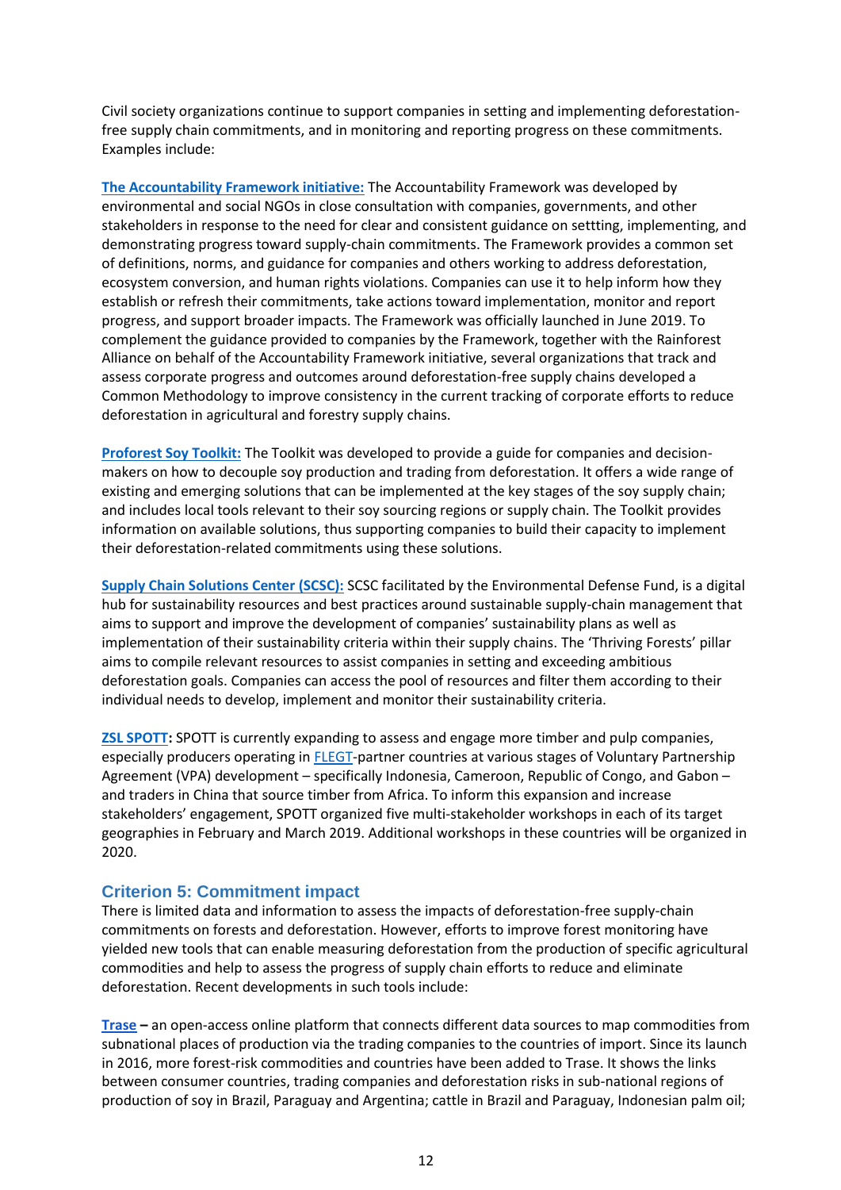Civil society organizations continue to support companies in setting and implementing deforestation-free supply chain commitments, and in monitoring and reporting progress on these commitments. Examples include:

**The Accountability Framework initiative:** The Accountability Framework was developed by environmental and social NGOs in close consultation with companies, governments, and other stakeholders in response to the need for clear and consistent guidance on settting, implementing, and demonstrating progress toward supply-chain commitments. The Framework provides a common set of definitions, norms, and guidance for companies and others working to address deforestation, ecosystem conversion, and human rights violations. Companies can use it to help inform how they establish or refresh their commitments, take actions toward implementation, monitor and report progress, and support broader impacts. The Framework was officially launched in June 2019. To complement the guidance provided to companies by the Framework, together with the Rainforest Alliance on behalf of the Accountability Framework initiative, several organizations that track and assess corporate progress and outcomes around deforestation-free supply chains developed a Common Methodology to improve consistency in the current tracking of corporate efforts to reduce deforestation in agricultural and forestry supply chains.

**Proforest Soy Toolkit:** The Toolkit was developed to provide a guide for companies and decision-makers on how to decouple soy production and trading from deforestation. It offers a wide range of existing and emerging solutions that can be implemented at the key stages of the soy supply chain; and includes local tools relevant to their soy sourcing regions or supply chain. The Toolkit provides information on available solutions, thus supporting companies to build their capacity to implement their deforestation-related commitments using these solutions.

**Supply Chain Solutions Center (SCSC):** SCSC facilitated by the Environmental Defense Fund, is a digital hub for sustainability resources and best practices around sustainable supply-chain management that aims to support and improve the development of companies' sustainability plans as well as implementation of their sustainability criteria within their supply chains. The 'Thriving Forests' pillar aims to compile relevant resources to assist companies in setting and exceeding ambitious deforestation goals. Companies can access the pool of resources and filter them according to their individual needs to develop, implement and monitor their sustainability criteria.

**ZSL SPOTT:** SPOTT is currently expanding to assess and engage more timber and pulp companies, especially producers operating in FLEGT-partner countries at various stages of Voluntary Partnership Agreement (VPA) development – specifically Indonesia, Cameroon, Republic of Congo, and Gabon – and traders in China that source timber from Africa. To inform this expansion and increase stakeholders' engagement, SPOTT organized five multi-stakeholder workshops in each of its target geographies in February and March 2019. Additional workshops in these countries will be organized in 2020.

## Criterion 5: Commitment impact

There is limited data and information to assess the impacts of deforestation-free supply-chain commitments on forests and deforestation. However, efforts to improve forest monitoring have yielded new tools that can enable measuring deforestation from the production of specific agricultural commodities and help to assess the progress of supply chain efforts to reduce and eliminate deforestation. Recent developments in such tools include:

**Trase –** an open-access online platform that connects different data sources to map commodities from subnational places of production via the trading companies to the countries of import. Since its launch in 2016, more forest-risk commodities and countries have been added to Trase. It shows the links between consumer countries, trading companies and deforestation risks in sub-national regions of production of soy in Brazil, Paraguay and Argentina; cattle in Brazil and Paraguay, Indonesian palm oil;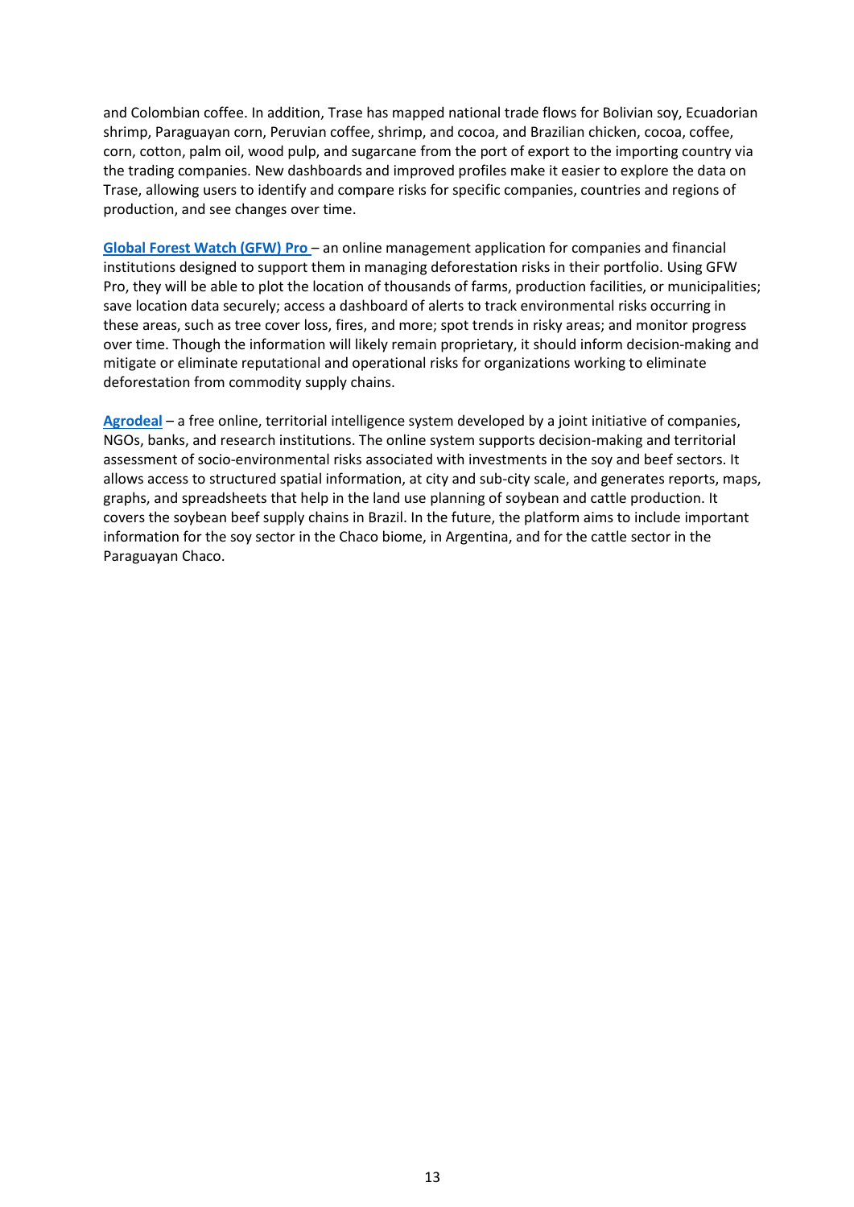and Colombian coffee. In addition, Trase has mapped national trade flows for Bolivian soy, Ecuadorian shrimp, Paraguayan corn, Peruvian coffee, shrimp, and cocoa, and Brazilian chicken, cocoa, coffee, corn, cotton, palm oil, wood pulp, and sugarcane from the port of export to the importing country via the trading companies. New dashboards and improved profiles make it easier to explore the data on Trase, allowing users to identify and compare risks for specific companies, countries and regions of production, and see changes over time.

**Global Forest Watch (GFW) Pro** – an online management application for companies and financial institutions designed to support them in managing deforestation risks in their portfolio. Using GFW Pro, they will be able to plot the location of thousands of farms, production facilities, or municipalities; save location data securely; access a dashboard of alerts to track environmental risks occurring in these areas, such as tree cover loss, fires, and more; spot trends in risky areas; and monitor progress over time. Though the information will likely remain proprietary, it should inform decision-making and mitigate or eliminate reputational and operational risks for organizations working to eliminate deforestation from commodity supply chains.

**Agrodeal** – a free online, territorial intelligence system developed by a joint initiative of companies, NGOs, banks, and research institutions. The online system supports decision-making and territorial assessment of socio-environmental risks associated with investments in the soy and beef sectors. It allows access to structured spatial information, at city and sub-city scale, and generates reports, maps, graphs, and spreadsheets that help in the land use planning of soybean and cattle production. It covers the soybean beef supply chains in Brazil. In the future, the platform aims to include important information for the soy sector in the Chaco biome, in Argentina, and for the cattle sector in the Paraguayan Chaco.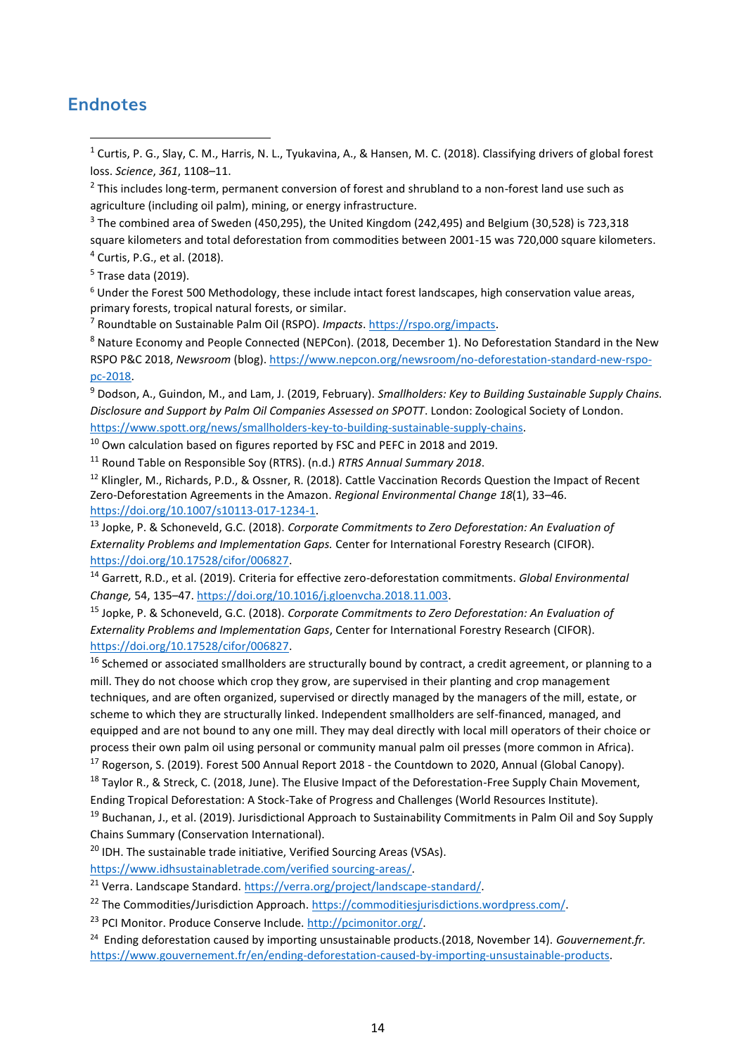## Endnotes

[1] Curtis, P. G., Slay, C. M., Harris, N. L., Tyukavina, A., & Hansen, M. C. (2018). Classifying drivers of global forest loss. *Science*, *361*, 1108–11.

[2] This includes long-term, permanent conversion of forest and shrubland to a non-forest land use such as agriculture (including oil palm), mining, or energy infrastructure.

[3] The combined area of Sweden (450,295), the United Kingdom (242,495) and Belgium (30,528) is 723,318 square kilometers and total deforestation from commodities between 2001-15 was 720,000 square kilometers.

[4] Curtis, P.G., et al. (2018).

[5] Trase data (2019).

[6] Under the Forest 500 Methodology, these include intact forest landscapes, high conservation value areas, primary forests, tropical natural forests, or similar.

[7] Roundtable on Sustainable Palm Oil (RSPO). *Impacts*. https://rspo.org/impacts.

[8] Nature Economy and People Connected (NEPCon). (2018, December 1). No Deforestation Standard in the New RSPO P&C 2018, *Newsroom* (blog). https://www.nepcon.org/newsroom/no-deforestation-standard-new-rspo-pc-2018.

[9] Dodson, A., Guindon, M., and Lam, J. (2019, February). *Smallholders: Key to Building Sustainable Supply Chains. Disclosure and Support by Palm Oil Companies Assessed on SPOTT*. London: Zoological Society of London. https://www.spott.org/news/smallholders-key-to-building-sustainable-supply-chains.

[10] Own calculation based on figures reported by FSC and PEFC in 2018 and 2019.

[11] Round Table on Responsible Soy (RTRS). (n.d.) *RTRS Annual Summary 2018*.

[12] Klingler, M., Richards, P.D., & Ossner, R. (2018). Cattle Vaccination Records Question the Impact of Recent Zero-Deforestation Agreements in the Amazon. *Regional Environmental Change 18*(1), 33–46. https://doi.org/10.1007/s10113-017-1234-1.

[13] Jopke, P. & Schoneveld, G.C. (2018). *Corporate Commitments to Zero Deforestation: An Evaluation of Externality Problems and Implementation Gaps.* Center for International Forestry Research (CIFOR). https://doi.org/10.17528/cifor/006827.

[14] Garrett, R.D., et al. (2019). Criteria for effective zero-deforestation commitments. *Global Environmental Change,* 54, 135–47. https://doi.org/10.1016/j.gloenvcha.2018.11.003.

[15] Jopke, P. & Schoneveld, G.C. (2018). *Corporate Commitments to Zero Deforestation: An Evaluation of Externality Problems and Implementation Gaps*, Center for International Forestry Research (CIFOR). https://doi.org/10.17528/cifor/006827.

[16] Schemed or associated smallholders are structurally bound by contract, a credit agreement, or planning to a mill. They do not choose which crop they grow, are supervised in their planting and crop management techniques, and are often organized, supervised or directly managed by the managers of the mill, estate, or scheme to which they are structurally linked. Independent smallholders are self-financed, managed, and equipped and are not bound to any one mill. They may deal directly with local mill operators of their choice or process their own palm oil using personal or community manual palm oil presses (more common in Africa).

[17] Rogerson, S. (2019). Forest 500 Annual Report 2018 - the Countdown to 2020, Annual (Global Canopy).

[18] Taylor R., & Streck, C. (2018, June). The Elusive Impact of the Deforestation-Free Supply Chain Movement, Ending Tropical Deforestation: A Stock-Take of Progress and Challenges (World Resources Institute).

[19] Buchanan, J., et al. (2019). Jurisdictional Approach to Sustainability Commitments in Palm Oil and Soy Supply Chains Summary (Conservation International).

[20] IDH. The sustainable trade initiative, Verified Sourcing Areas (VSAs). https://www.idhsustainabletrade.com/verified sourcing-areas/.

[21] Verra. Landscape Standard. https://verra.org/project/landscape-standard/.

[22] The Commodities/Jurisdiction Approach. https://commoditiesjurisdictions.wordpress.com/.

[23] PCI Monitor. Produce Conserve Include. http://pcimonitor.org/.

[24] Ending deforestation caused by importing unsustainable products.(2018, November 14). *Gouvernement.fr.* https://www.gouvernement.fr/en/ending-deforestation-caused-by-importing-unsustainable-products.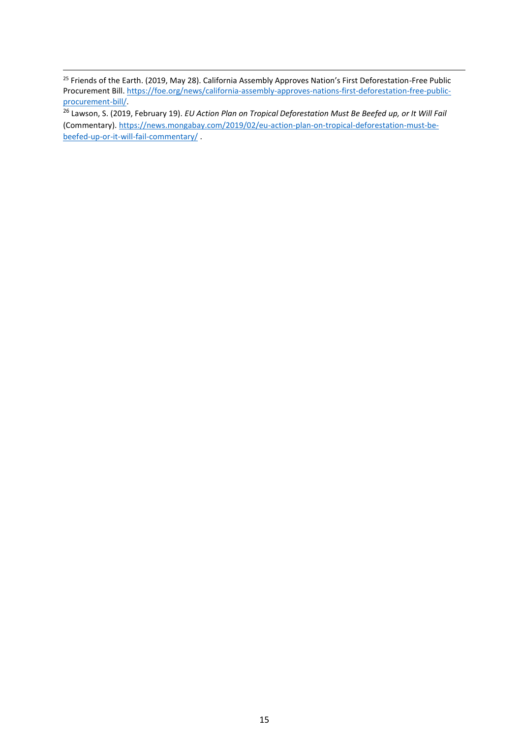[25] Friends of the Earth. (2019, May 28). California Assembly Approves Nation's First Deforestation-Free Public Procurement Bill. https://foe.org/news/california-assembly-approves-nations-first-deforestation-free-public-procurement-bill/.

[26] Lawson, S. (2019, February 19). *EU Action Plan on Tropical Deforestation Must Be Beefed up, or It Will Fail* (Commentary). https://news.mongabay.com/2019/02/eu-action-plan-on-tropical-deforestation-must-be-beefed-up-or-it-will-fail-commentary/ .